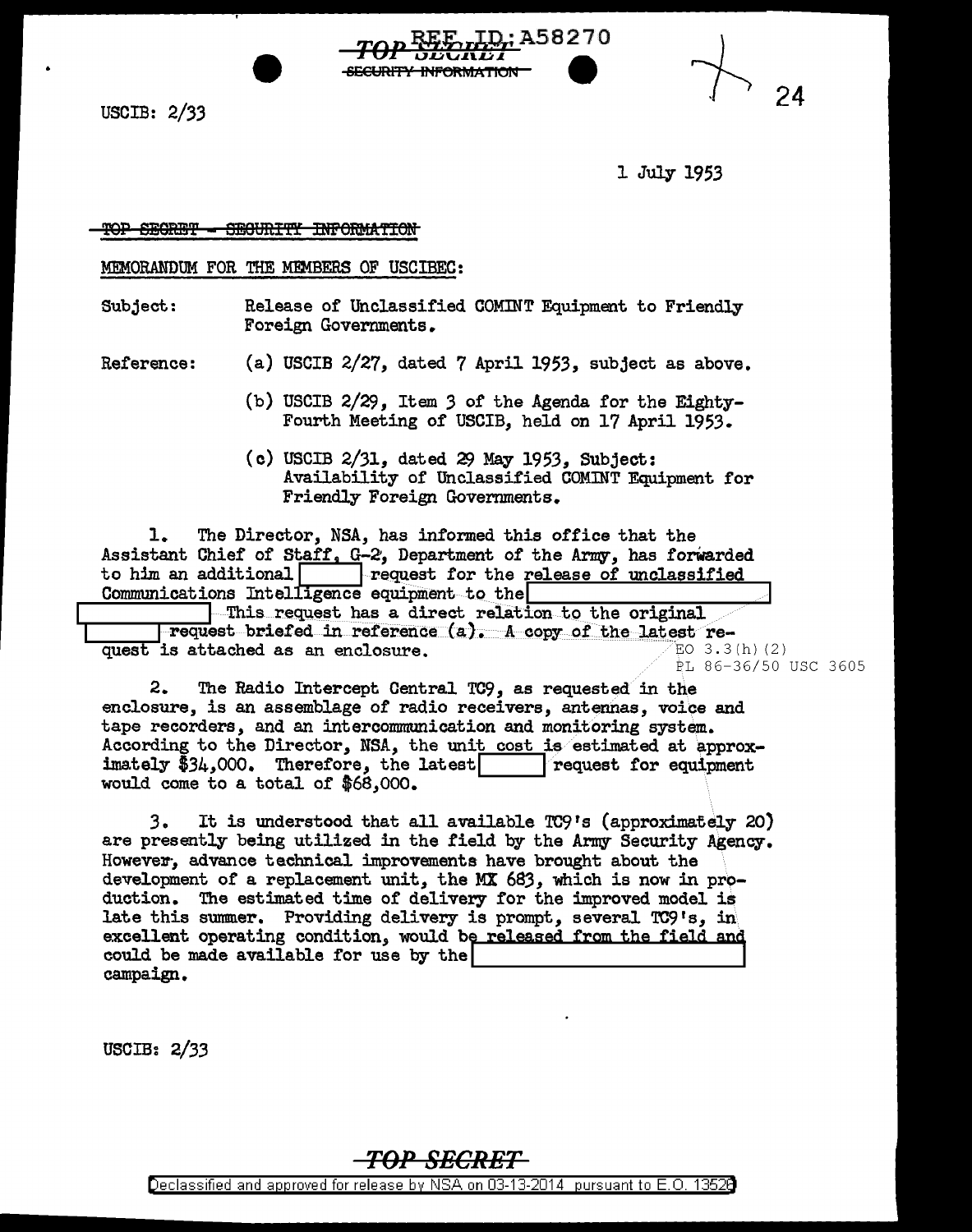TOP SECRET
SECURITY INFORMATION

USCIB: 2/33

1 July 1953

~~TOP SECRET - SECURITY INFORMATION~~

MEMORANDUM FOR THE MEMBERS OF USCIBEC:

Subject: Release of Unclassified COMINT Equipment to Friendly Foreign Governments.

Reference: (a) USCIB 2/27, dated 7 April 1953, subject as above.

(b) USCIB 2/29, Item 3 of the Agenda for the Eighty-Fourth Meeting of USCIB, held on 17 April 1953.

(c) USCIB 2/31, dated 29 May 1953, Subject: Availability of Unclassified COMINT Equipment for Friendly Foreign Governments.

1. The Director, NSA, has informed this office that the Assistant Chief of Staff, G-2, Department of the Army, has forwarded to him an additional [redacted] request for the release of unclassified Communications Intelligence equipment to the [redacted] This request has a direct relation to the original [redacted] request briefed in reference (a). A copy of the latest request is attached as an enclosure.

EO 3.3(h)(2)
PL 86-36/50 USC 3605

2. The Radio Intercept Central TC9, as requested in the enclosure, is an assemblage of radio receivers, antennas, voice and tape recorders, and an intercommunication and monitoring system. According to the Director, NSA, the unit cost is estimated at approximately $34,000. Therefore, the latest [redacted] request for equipment would come to a total of $68,000.

3. It is understood that all available TC9's (approximately 20) are presently being utilized in the field by the Army Security Agency. However, advance technical improvements have brought about the development of a replacement unit, the MX 683, which is now in production. The estimated time of delivery for the improved model is late this summer. Providing delivery is prompt, several TC9's, in excellent operating condition, would be released from the field and could be made available for use by the [redacted] campaign.

USCIB: 2/33

TOP SECRET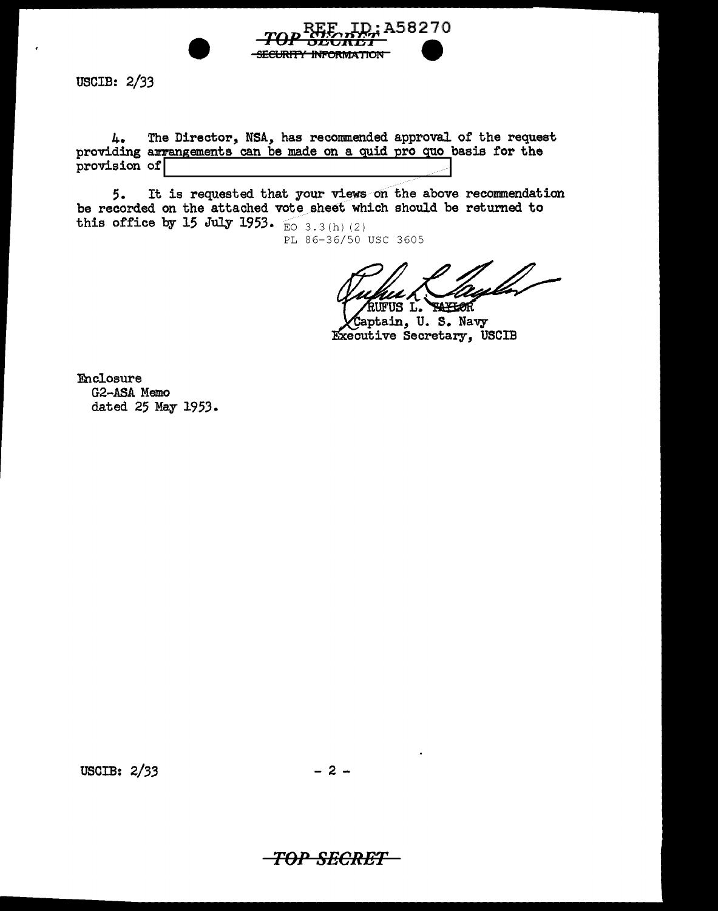USCIB: 2/33

4. The Director, NSA, has recommended approval of the request providing arrangements can be made on a quid pro quo basis for the provision of [ ]

5. It is requested that your views on the above recommendation be recorded on the attached vote sheet which should be returned to this office by 15 July 1953. EO 3.3(h)(2)
PL 86-36/50 USC 3605

RUFUS L. TAYLOR
Captain, U. S. Navy
Executive Secretary, USCIB

Enclosure
G2-ASA Memo
dated 25 May 1953.

USCIB: 2/33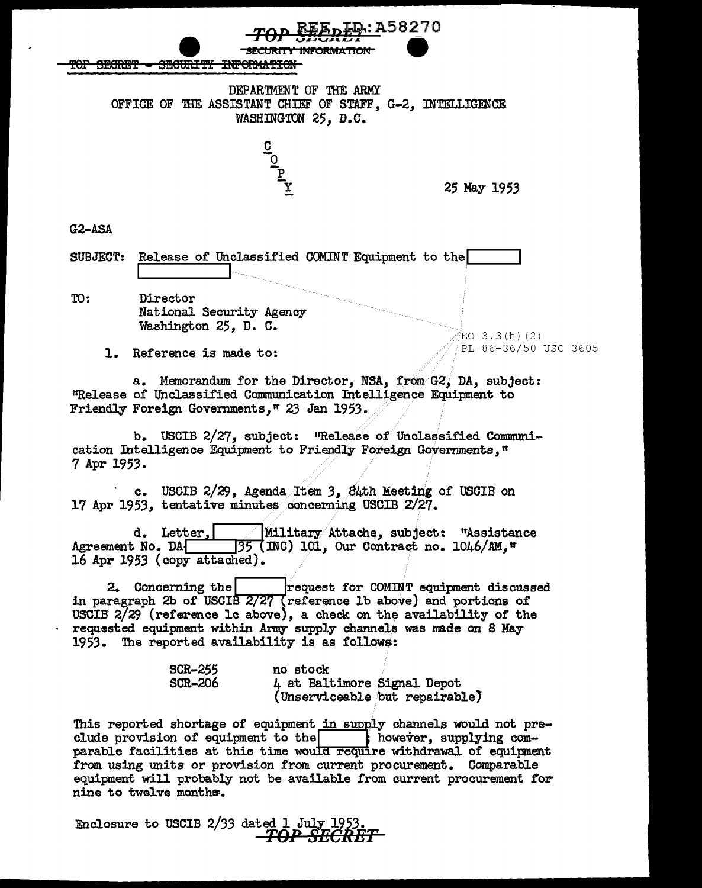TOP SECRET REF ID: A58270

SECURITY INFORMATION

~~TOP SECRET - SECURITY INFORMATION~~

DEPARTMENT OF THE ARMY
OFFICE OF THE ASSISTANT CHIEF OF STAFF, G-2, INTELLIGENCE
WASHINGTON 25, D.C.

C
O
P
Y

25 May 1953

G2-ASA

SUBJECT: Release of Unclassified COMINT Equipment to the [ ]

TO: Director
National Security Agency
Washington 25, D. C.

EO 3.3(h)(2)
PL 86-36/50 USC 3605

1. Reference is made to:

a. Memorandum for the Director, NSA, from G2, DA, subject: "Release of Unclassified Communication Intelligence Equipment to Friendly Foreign Governments," 23 Jan 1953.

b. USCIB 2/27, subject: "Release of Unclassified Communication Intelligence Equipment to Friendly Foreign Governments," 7 Apr 1953.

c. USCIB 2/29, Agenda Item 3, 84th Meeting of USCIB on 17 Apr 1953, tentative minutes concerning USCIB 2/27.

d. Letter, [ ] Military Attache, subject: "Assistance Agreement No. DA[ ]35 (INC) 101, Our Contract no. 1046/AM," 16 Apr 1953 (copy attached).

2. Concerning the [ ] request for COMINT equipment discussed in paragraph 2b of USCIB 2/27 (reference 1b above) and portions of USCIB 2/29 (reference 1c above), a check on the availability of the requested equipment within Army supply channels was made on 8 May 1953. The reported availability is as follows:

| | |
|---|---|
| SCR-255 | no stock |
| SCR-206 | 4 at Baltimore Signal Depot (Unserviceable but repairable) |

This reported shortage of equipment in supply channels would not preclude provision of equipment to the [ ]; however, supplying comparable facilities at this time would require withdrawal of equipment from using units or provision from current procurement. Comparable equipment will probably not be available from current procurement for nine to twelve months.

Enclosure to USCIB 2/33 dated 1 July 1953.

TOP SECRET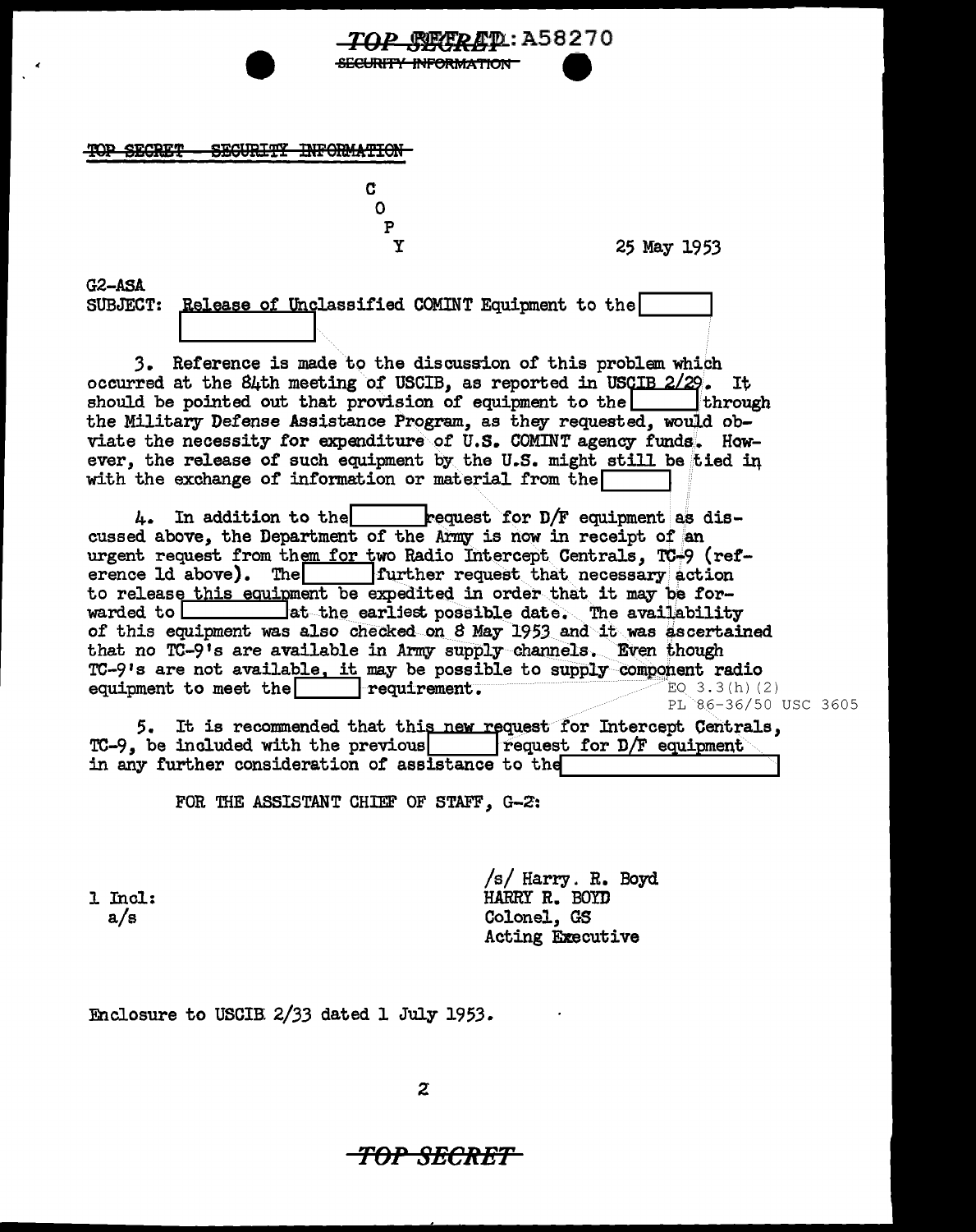TOP SECRET - SECURITY INFORMATION

C
O
P
Y

25 May 1953

G2-ASA

SUBJECT: Release of Unclassified COMINT Equipment to the [ ] [ ]

3. Reference is made to the discussion of this problem which occurred at the 84th meeting of USCIB, as reported in USCIB 2/29. It should be pointed out that provision of equipment to the [ ] through the Military Defense Assistance Program, as they requested, would obviate the necessity for expenditure of U.S. COMINT agency funds. However, the release of such equipment by the U.S. might still be tied in with the exchange of information or material from the [ ]

4. In addition to the [ ] request for D/F equipment as discussed above, the Department of the Army is now in receipt of an urgent request from them for two Radio Intercept Centrals, TC-9 (reference 1d above). The [ ] further request that necessary action to release this equipment be expedited in order that it may be forwarded to [ ] at the earliest possible date. The availability of this equipment was also checked on 8 May 1953 and it was ascertained that no TC-9's are available in Army supply channels. Even though TC-9's are not available, it may be possible to supply component radio equipment to meet the [ ] requirement.

EO 3.3(h)(2)
PL 86-36/50 USC 3605

5. It is recommended that this new request for Intercept Centrals, TC-9, be included with the previous [ ] request for D/F equipment in any further consideration of assistance to the [ ]

FOR THE ASSISTANT CHIEF OF STAFF, G-2:

1 Incl:
a/s

/s/ Harry. R. Boyd
HARRY R. BOYD
Colonel, GS
Acting Executive

Enclosure to USCIB 2/33 dated 1 July 1953.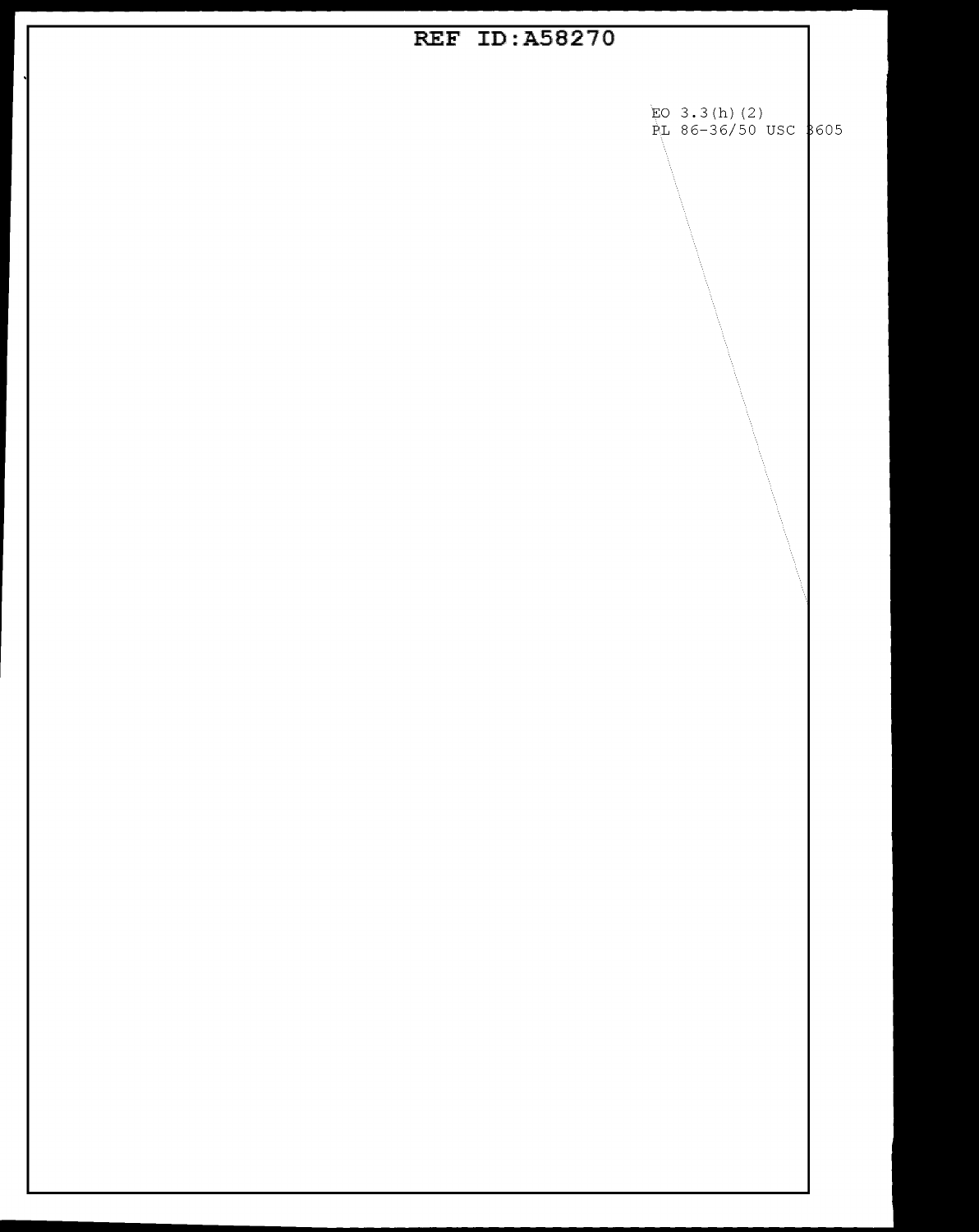EO 3.3(h)(2)
PL 86-36/50 USC 3605